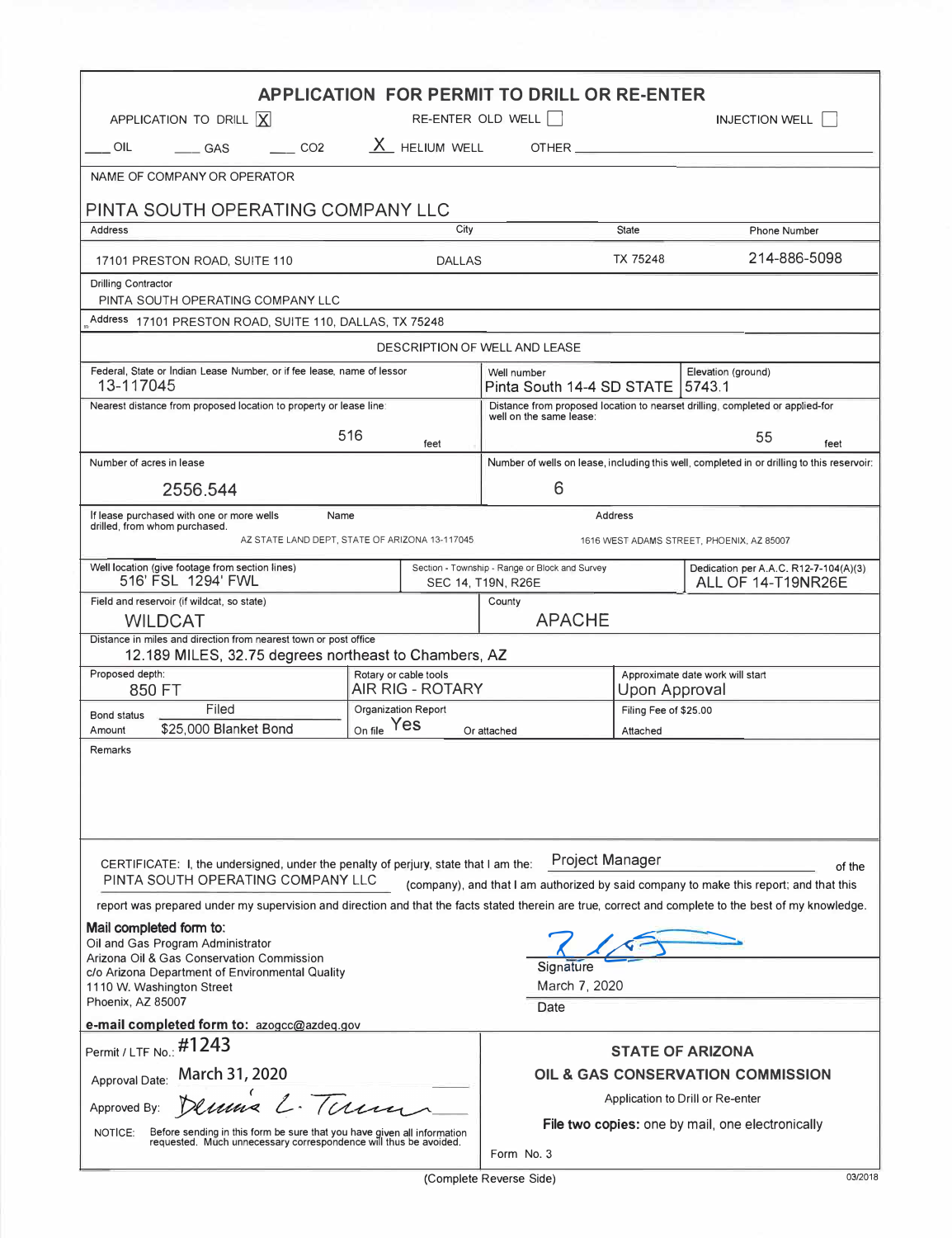# APPLICATION FOR PERMIT TO DRILL OR RE-ENTER

APPLICATION TO DRILL [X] RE-ENTER OLD WELL [ ] INJECTION WELL [ ]

___ OIL ___ GAS ___ $CO_2$ X HELIUM WELL OTHER ______

| NAME OF COMPANY OR OPERATOR | | | |
|---|---|---|---|
| PINTA SOUTH OPERATING COMPANY LLC | | | |
| Address | City | State | Phone Number |
| 17101 PRESTON ROAD, SUITE 110 | DALLAS | TX 75248 | 214-886-5098 |

Drilling Contractor
PINTA SOUTH OPERATING COMPANY LLC

Address 17101 PRESTON ROAD, SUITE 110, DALLAS, TX 75248

## DESCRIPTION OF WELL AND LEASE

| Federal, State or Indian Lease Number, or if fee lease, name of lessor | Well number | Elevation (ground) |
|---|---|---|
| 13-117045 | Pinta South 14-4 SD STATE | 5743.1 |

| Nearest distance from proposed location to property or lease line: | Distance from proposed location to nearset drilling, completed or applied-for well on the same lease: |
|---|---|
| 516 feet | 55 feet |
| **Number of acres in lease** | **Number of wells on lease, including this well, completed in or drilling to this reservoir:** |
| 2556.544 | 6 |

| If lease purchased with one or more wells drilled, from whom purchased. | Name | Address |
|---|---|---|
| | AZ STATE LAND DEPT, STATE OF ARIZONA 13-117045 | 1616 WEST ADAMS STREET, PHOENIX, AZ 85007 |

| Well location (give footage from section lines) | Section - Township - Range or Block and Survey | Dedication per A.A.C. R12-7-104(A)(3) |
|---|---|---|
| 516' FSL 1294' FWL | SEC 14, T19N, R26E | ALL OF 14-T19NR26E |

| Field and reservoir (if wildcat, so state) | County |
|---|---|
| WILDCAT | APACHE |

Distance in miles and direction from nearest town or post office
12.189 MILES, 32.75 degrees northeast to Chambers, AZ

| Proposed depth: | Rotary or cable tools | Approximate date work will start |
|---|---|---|
| 850 FT | AIR RIG - ROTARY | Upon Approval |
| Bond status: Filed | Organization Report | Filing Fee of \$25.00 |
| Amount: \$25,000 Blanket Bond | On file: Yes Or attached | Attached |

Remarks

CERTIFICATE: I, the undersigned, under the penalty of perjury, state that I am the: Project Manager of the PINTA SOUTH OPERATING COMPANY LLC (company), and that I am authorized by said company to make this report; and that this report was prepared under my supervision and direction and that the facts stated therein are true, correct and complete to the best of my knowledge.

**Mail completed form to:**
Oil and Gas Program Administrator
Arizona Oil & Gas Conservation Commission
c/o Arizona Department of Environmental Quality
1110 W. Washington Street
Phoenix, AZ 85007

Signature: [signature]
Date: March 7, 2020

**e-mail completed form to:** azogcc@azdeq.gov

Permit / LTF No.: #1243

Approval Date: March 31, 2020

Approved By: [signature: Dennis L. Turner]

NOTICE: Before sending in this form be sure that you have given all information requested. Much unnecessary correspondence will thus be avoided.

**STATE OF ARIZONA**
**OIL & GAS CONSERVATION COMMISSION**
Application to Drill or Re-enter
**File two copies:** one by mail, one electronically

Form No. 3

(Complete Reverse Side)

03/2018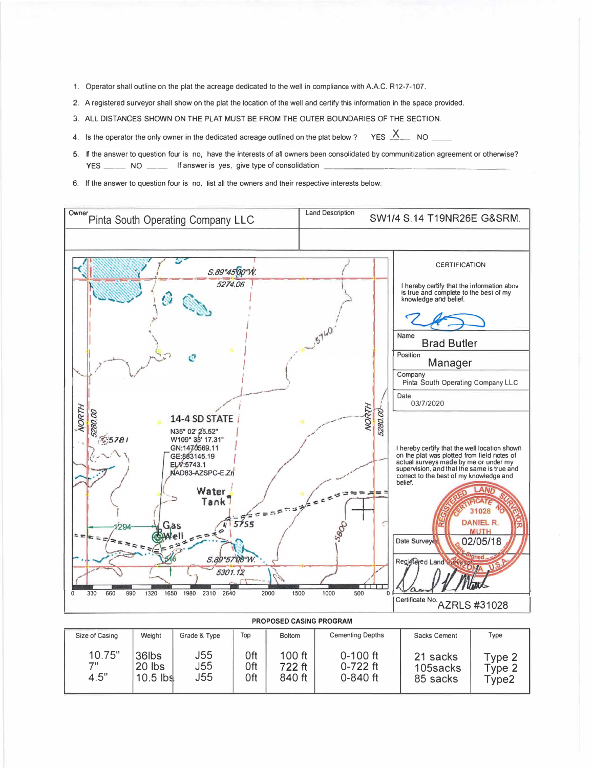1. Operator shall outline on the plat the acreage dedicated to the well in compliance with A.A.C. R12-7-107.
2. A registered surveyor shall show on the plat the location of the well and certify this information in the space provided.
3. ALL DISTANCES SHOWN ON THE PLAT MUST BE FROM THE OUTER BOUNDARIES OF THE SECTION.
4. Is the operator the only owner in the dedicated acreage outlined on the plat below ? YES X NO ____
5. If the answer to question four is no, have the interests of all owners been consolidated by communitization agreement or otherwise? YES ____ NO ____ If answer is yes, give type of consolidation ____________
6. If the answer to question four is no, list all the owners and their respective interests below:

| Owner | Land Description |
|---|---|
| Pinta South Operating Company LLC | SW1/4 S.14 T19NR26E G&SRM. |

S.89°45'00"W. 5274.06

5740

NORTH 5280.00

NORTH 5280.00

5781

**14-4 SD STATE**
N35° 02' 25.52"
W109° 38' 17.31"
GN:1470569.11
GE:883145.19
ELV:5743.1
NAD83-AZSPC-E.Zn

Water Tank

1294

Gas Well

5755

5800

S.89°57'00"W. 5301.12

0 330 660 990 1320 1650 1980 2310 2640 2000 1500 1000 500 0

**CERTIFICATION**

I hereby certify that the information abov is true and complete to the best of my knowledge and belief.

Name: Brad Butler

Position: Manager

Company: Pinta South Operating Company LLC

Date: 03/7/2020

I hereby certify that the well location shown on the plat was plotted from field notes of actual surveys made by me or under my supervision, and that the same is true and correct to the best of my knowledge and belief.

REGISTERED LAND SURVEYOR CERTIFICATE NO. 31028 DANIEL R. MUTH Date Signed ARIZONA U.S.A.

Date Surveyed: 02/05/18

Registered Land Surveyor

Certificate No. AZRLS #31028

**PROPOSED CASING PROGRAM**

| Size of Casing | Weight | Grade & Type | Top | Bottom | Cementing Depths | Sacks Cement | Type |
|---|---|---|---|---|---|---|---|
| 10.75" | 36lbs | J55 | 0ft | 100 ft | 0-100 ft | 21 sacks | Type 2 |
| 7" | 20 lbs | J55 | 0ft | 722 ft | 0-722 ft | 105sacks | Type 2 |
| 4.5" | 10.5 lbs | J55 | 0ft | 840 ft | 0-840 ft | 85 sacks | Type2 |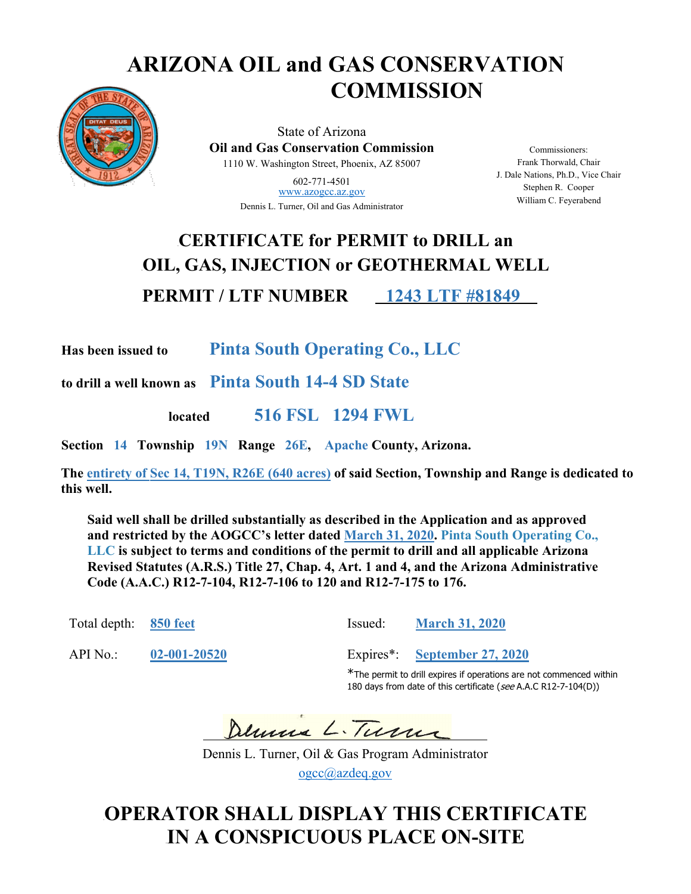# ARIZONA OIL and GAS CONSERVATION COMMISSION

State of Arizona
**Oil and Gas Conservation Commission**
1110 W. Washington Street, Phoenix, AZ 85007
602-771-4501
www.azogcc.az.gov
Dennis L. Turner, Oil and Gas Administrator

Commissioners:
Frank Thorwald, Chair
J. Dale Nations, Ph.D., Vice Chair
Stephen R. Cooper
William C. Feyerabend

## CERTIFICATE for PERMIT to DRILL an OIL, GAS, INJECTION or GEOTHERMAL WELL

## PERMIT / LTF NUMBER 1243 LTF #81849

**Has been issued to** Pinta South Operating Co., LLC

**to drill a well known as** Pinta South 14-4 SD State

**located** 516 FSL 1294 FWL

**Section** 14 **Township** 19N **Range** 26E, Apache **County, Arizona.**

**The** entirety of Sec 14, T19N, R26E (640 acres) **of said Section, Township and Range is dedicated to this well.**

**Said well shall be drilled substantially as described in the Application and as approved and restricted by the AOGCC's letter dated March 31, 2020. Pinta South Operating Co., LLC is subject to terms and conditions of the permit to drill and all applicable Arizona Revised Statutes (A.R.S.) Title 27, Chap. 4, Art. 1 and 4, and the Arizona Administrative Code (A.A.C.) R12-7-104, R12-7-106 to 120 and R12-7-175 to 176.**

Total depth: 850 feet

API No.: 02-001-20520

Issued: March 31, 2020

Expires*: September 27, 2020

*The permit to drill expires if operations are not commenced within 180 days from date of this certificate (*see* A.A.C R12-7-104(D))

Dennis L. Turner, Oil & Gas Program Administrator
ogcc@azdeq.gov

## OPERATOR SHALL DISPLAY THIS CERTIFICATE IN A CONSPICUOUS PLACE ON-SITE